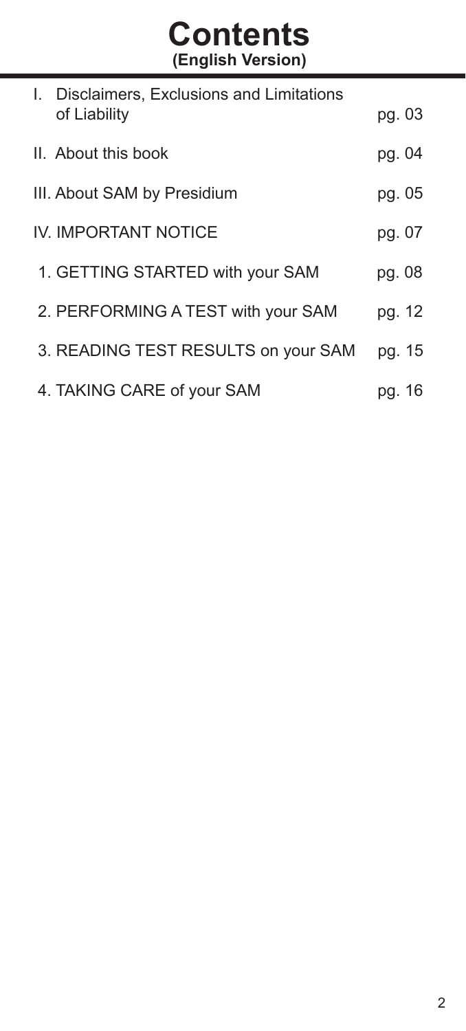# Contents
**(English Version)**

| | |
|---|---|
| I. Disclaimers, Exclusions and Limitations of Liability | pg. 03 |
| II. About this book | pg. 04 |
| III. About SAM by Presidium | pg. 05 |
| IV. IMPORTANT NOTICE | pg. 07 |
| 1. GETTING STARTED with your SAM | pg. 08 |
| 2. PERFORMING A TEST with your SAM | pg. 12 |
| 3. READING TEST RESULTS on your SAM | pg. 15 |
| 4. TAKING CARE of your SAM | pg. 16 |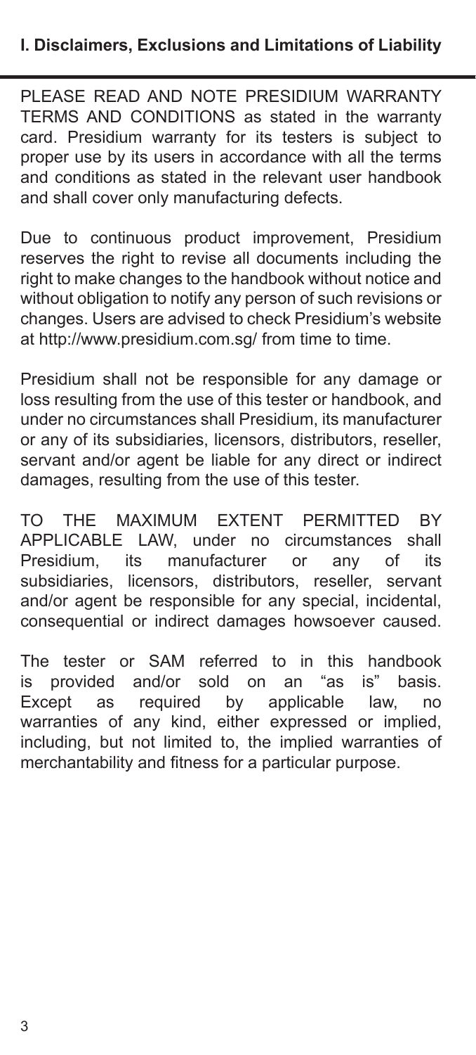## I. Disclaimers, Exclusions and Limitations of Liability

PLEASE READ AND NOTE PRESIDIUM WARRANTY TERMS AND CONDITIONS as stated in the warranty card. Presidium warranty for its testers is subject to proper use by its users in accordance with all the terms and conditions as stated in the relevant user handbook and shall cover only manufacturing defects.

Due to continuous product improvement, Presidium reserves the right to revise all documents including the right to make changes to the handbook without notice and without obligation to notify any person of such revisions or changes. Users are advised to check Presidium's website at http://www.presidium.com.sg/ from time to time.

Presidium shall not be responsible for any damage or loss resulting from the use of this tester or handbook, and under no circumstances shall Presidium, its manufacturer or any of its subsidiaries, licensors, distributors, reseller, servant and/or agent be liable for any direct or indirect damages, resulting from the use of this tester.

TO THE MAXIMUM EXTENT PERMITTED BY APPLICABLE LAW, under no circumstances shall Presidium, its manufacturer or any of its subsidiaries, licensors, distributors, reseller, servant and/or agent be responsible for any special, incidental, consequential or indirect damages howsoever caused.

The tester or SAM referred to in this handbook is provided and/or sold on an "as is" basis. Except as required by applicable law, no warranties of any kind, either expressed or implied, including, but not limited to, the implied warranties of merchantability and fitness for a particular purpose.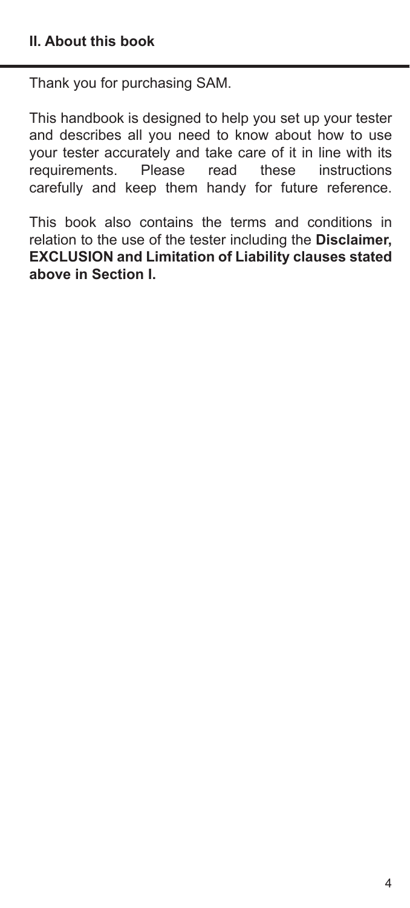## II. About this book

Thank you for purchasing SAM.

This handbook is designed to help you set up your tester and describes all you need to know about how to use your tester accurately and take care of it in line with its requirements. Please read these instructions carefully and keep them handy for future reference.

This book also contains the terms and conditions in relation to the use of the tester including the **Disclaimer, EXCLUSION and Limitation of Liability clauses stated above in Section I.**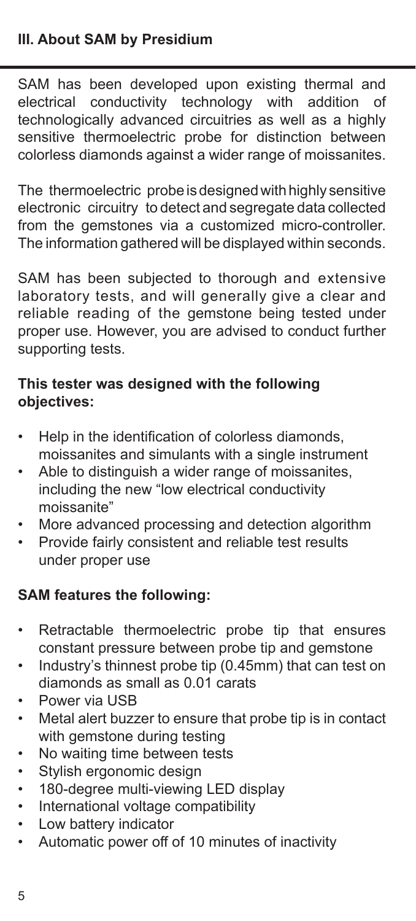## III. About SAM by Presidium

SAM has been developed upon existing thermal and electrical conductivity technology with addition of technologically advanced circuitries as well as a highly sensitive thermoelectric probe for distinction between colorless diamonds against a wider range of moissanites.

The thermoelectric probe is designed with highly sensitive electronic circuitry to detect and segregate data collected from the gemstones via a customized micro-controller. The information gathered will be displayed within seconds.

SAM has been subjected to thorough and extensive laboratory tests, and will generally give a clear and reliable reading of the gemstone being tested under proper use. However, you are advised to conduct further supporting tests.

**This tester was designed with the following objectives:**

- Help in the identification of colorless diamonds, moissanites and simulants with a single instrument
- Able to distinguish a wider range of moissanites, including the new "low electrical conductivity moissanite"
- More advanced processing and detection algorithm
- Provide fairly consistent and reliable test results under proper use

**SAM features the following:**

- Retractable thermoelectric probe tip that ensures constant pressure between probe tip and gemstone
- Industry's thinnest probe tip (0.45mm) that can test on diamonds as small as 0.01 carats
- Power via USB
- Metal alert buzzer to ensure that probe tip is in contact with gemstone during testing
- No waiting time between tests
- Stylish ergonomic design
- 180-degree multi-viewing LED display
- International voltage compatibility
- Low battery indicator
- Automatic power off of 10 minutes of inactivity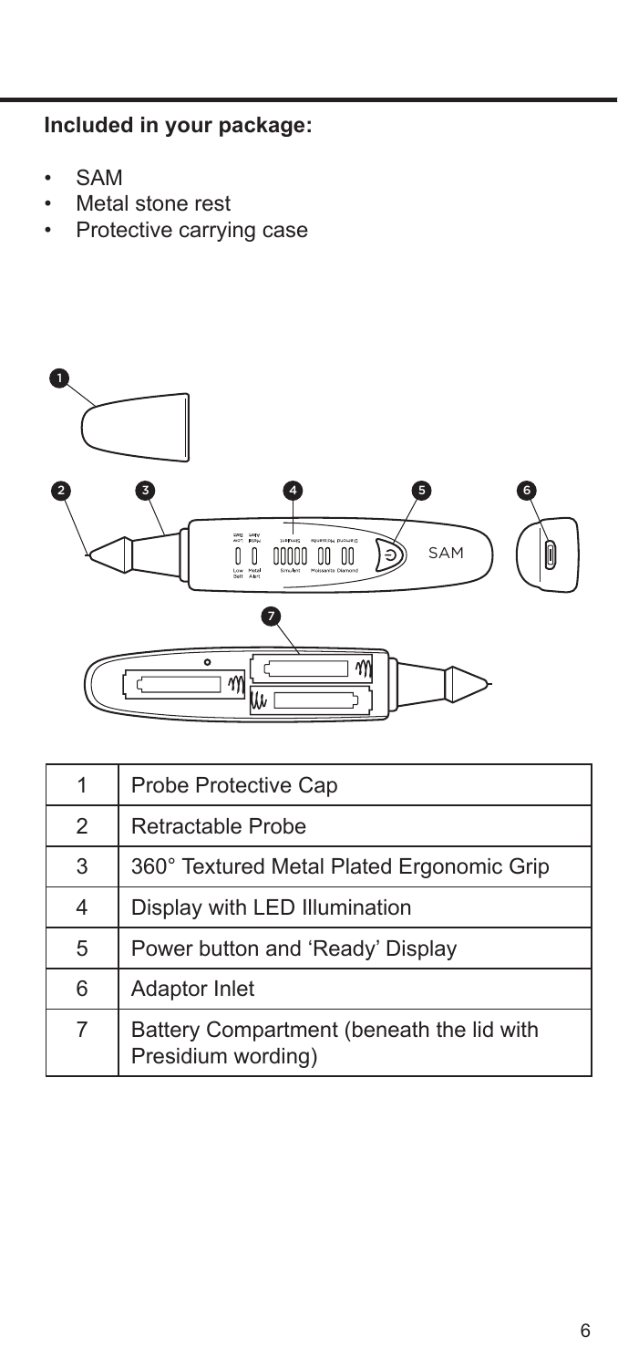**Included in your package:**

- SAM
- Metal stone rest
- Protective carrying case

| | |
|---|---|
| 1 | Probe Protective Cap |
| 2 | Retractable Probe |
| 3 | 360° Textured Metal Plated Ergonomic Grip |
| 4 | Display with LED Illumination |
| 5 | Power button and 'Ready' Display |
| 6 | Adaptor Inlet |
| 7 | Battery Compartment (beneath the lid with Presidium wording) |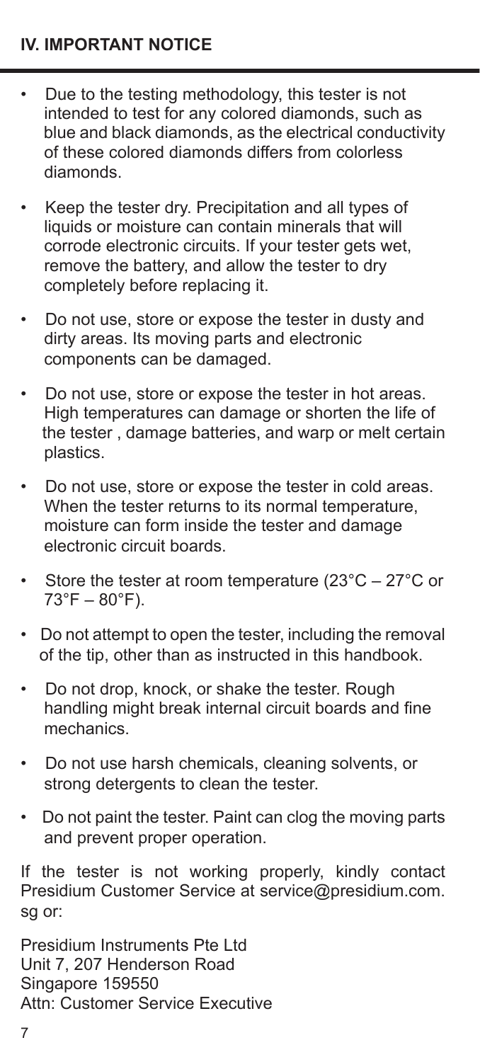## IV. IMPORTANT NOTICE

- Due to the testing methodology, this tester is not intended to test for any colored diamonds, such as blue and black diamonds, as the electrical conductivity of these colored diamonds differs from colorless diamonds.
- Keep the tester dry. Precipitation and all types of liquids or moisture can contain minerals that will corrode electronic circuits. If your tester gets wet, remove the battery, and allow the tester to dry completely before replacing it.
- Do not use, store or expose the tester in dusty and dirty areas. Its moving parts and electronic components can be damaged.
- Do not use, store or expose the tester in hot areas. High temperatures can damage or shorten the life of the tester , damage batteries, and warp or melt certain plastics.
- Do not use, store or expose the tester in cold areas. When the tester returns to its normal temperature, moisture can form inside the tester and damage electronic circuit boards.
- Store the tester at room temperature (23°C – 27°C or 73°F – 80°F).
- Do not attempt to open the tester, including the removal of the tip, other than as instructed in this handbook.
- Do not drop, knock, or shake the tester. Rough handling might break internal circuit boards and fine mechanics.
- Do not use harsh chemicals, cleaning solvents, or strong detergents to clean the tester.
- Do not paint the tester. Paint can clog the moving parts and prevent proper operation.

If the tester is not working properly, kindly contact Presidium Customer Service at service@presidium.com.sg or:

Presidium Instruments Pte Ltd
Unit 7, 207 Henderson Road
Singapore 159550
Attn: Customer Service Executive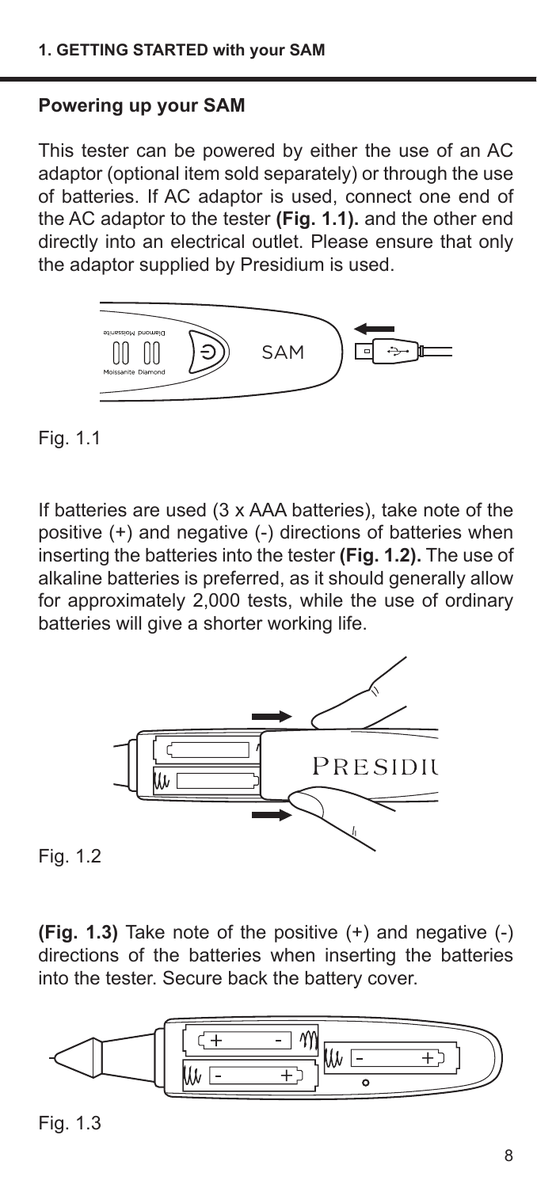## Powering up your SAM

This tester can be powered by either the use of an AC adaptor (optional item sold separately) or through the use of batteries. If AC adaptor is used, connect one end of the AC adaptor to the tester **(Fig. 1.1).** and the other end directly into an electrical outlet. Please ensure that only the adaptor supplied by Presidium is used.

Fig. 1.1

If batteries are used (3 x AAA batteries), take note of the positive (+) and negative (-) directions of batteries when inserting the batteries into the tester **(Fig. 1.2).** The use of alkaline batteries is preferred, as it should generally allow for approximately 2,000 tests, while the use of ordinary batteries will give a shorter working life.

Fig. 1.2

**(Fig. 1.3)** Take note of the positive (+) and negative (-) directions of the batteries when inserting the batteries into the tester. Secure back the battery cover.

Fig. 1.3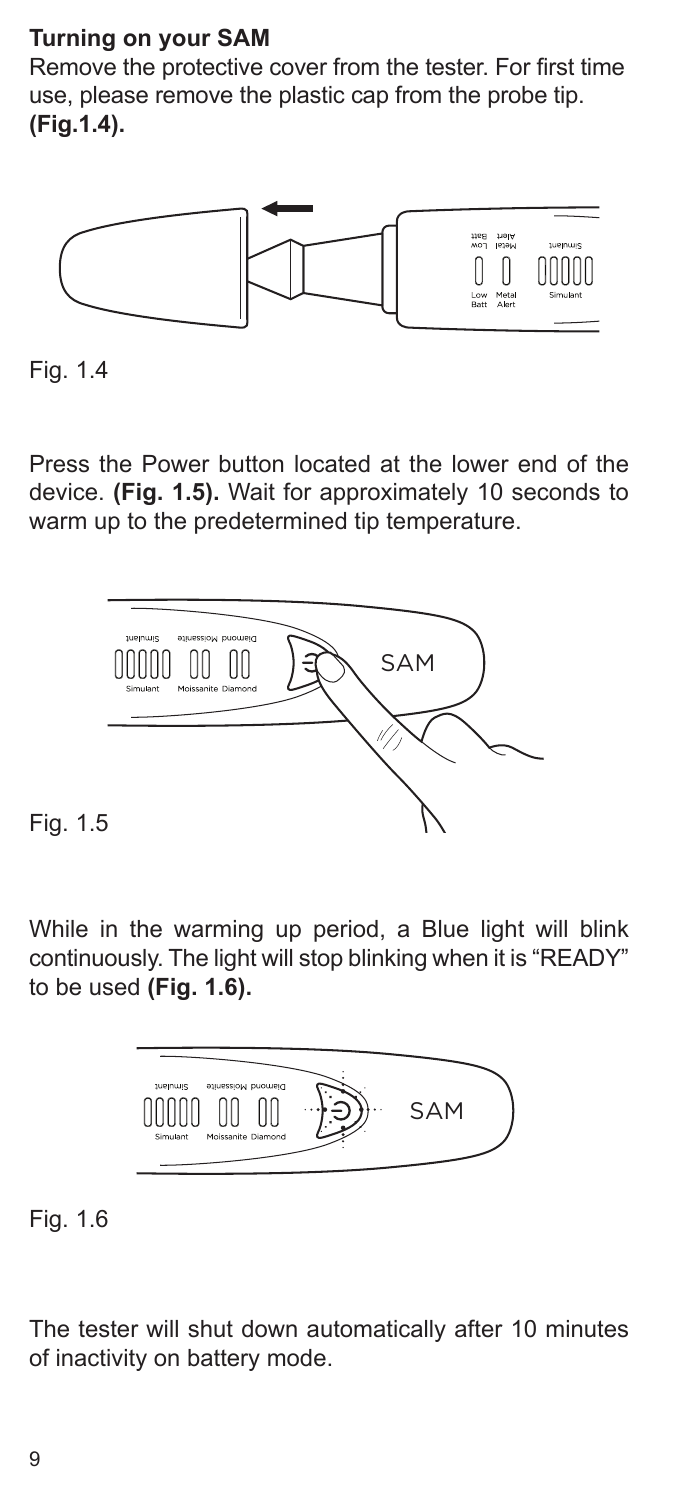**Turning on your SAM**

Remove the protective cover from the tester. For first time use, please remove the plastic cap from the probe tip. **(Fig.1.4).**

Fig. 1.4

Press the Power button located at the lower end of the device. **(Fig. 1.5).** Wait for approximately 10 seconds to warm up to the predetermined tip temperature.

Fig. 1.5

While in the warming up period, a Blue light will blink continuously. The light will stop blinking when it is "READY" to be used **(Fig. 1.6).**

Fig. 1.6

The tester will shut down automatically after 10 minutes of inactivity on battery mode.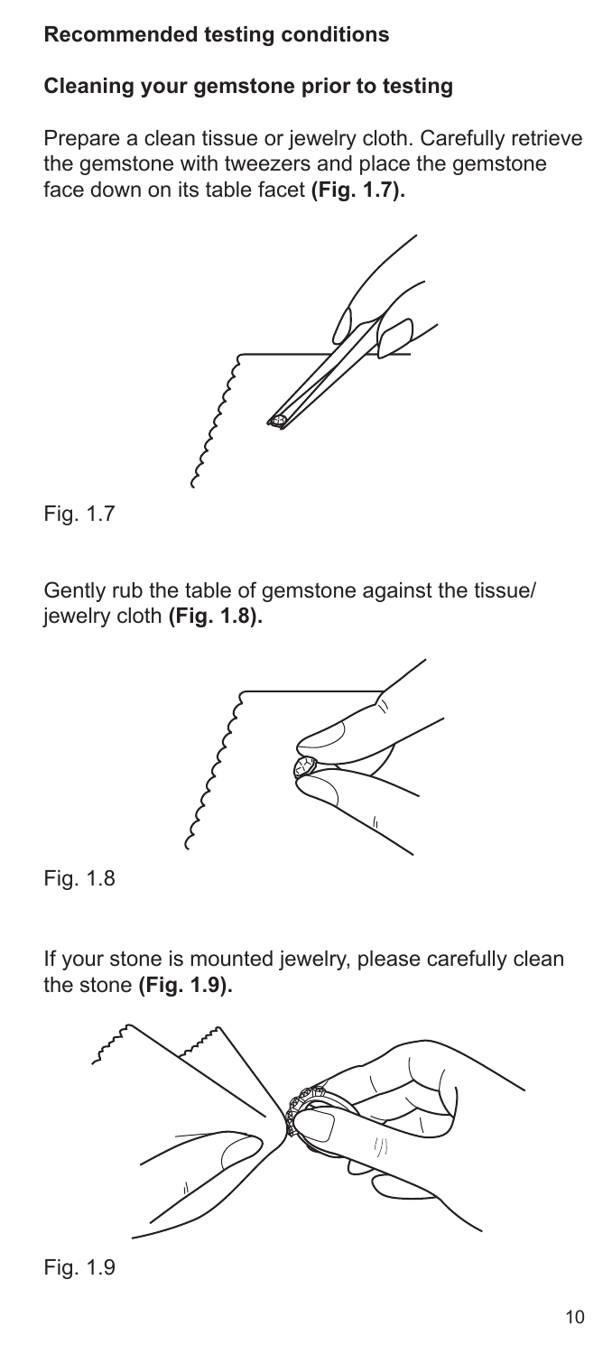## Recommended testing conditions

### Cleaning your gemstone prior to testing

Prepare a clean tissue or jewelry cloth. Carefully retrieve the gemstone with tweezers and place the gemstone face down on its table facet **(Fig. 1.7).**

Fig. 1.7

Gently rub the table of gemstone against the tissue/ jewelry cloth **(Fig. 1.8).**

Fig. 1.8

If your stone is mounted jewelry, please carefully clean the stone **(Fig. 1.9).**

Fig. 1.9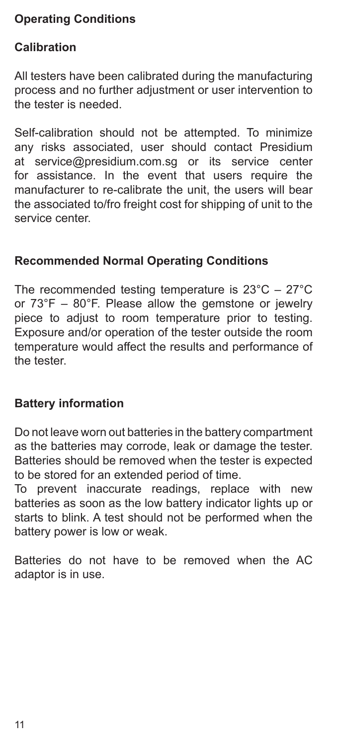## Operating Conditions

### Calibration

All testers have been calibrated during the manufacturing process and no further adjustment or user intervention to the tester is needed.

Self-calibration should not be attempted. To minimize any risks associated, user should contact Presidium at service@presidium.com.sg or its service center for assistance. In the event that users require the manufacturer to re-calibrate the unit, the users will bear the associated to/fro freight cost for shipping of unit to the service center.

### Recommended Normal Operating Conditions

The recommended testing temperature is 23°C – 27°C or 73°F – 80°F. Please allow the gemstone or jewelry piece to adjust to room temperature prior to testing. Exposure and/or operation of the tester outside the room temperature would affect the results and performance of the tester.

### Battery information

Do not leave worn out batteries in the battery compartment as the batteries may corrode, leak or damage the tester. Batteries should be removed when the tester is expected to be stored for an extended period of time.

To prevent inaccurate readings, replace with new batteries as soon as the low battery indicator lights up or starts to blink. A test should not be performed when the battery power is low or weak.

Batteries do not have to be removed when the AC adaptor is in use.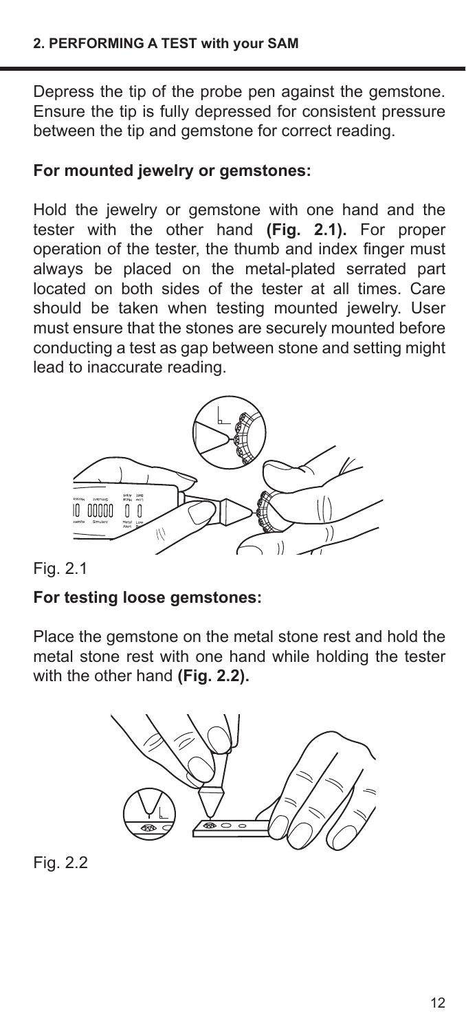## 2. PERFORMING A TEST with your SAM

Depress the tip of the probe pen against the gemstone. Ensure the tip is fully depressed for consistent pressure between the tip and gemstone for correct reading.

### For mounted jewelry or gemstones:

Hold the jewelry or gemstone with one hand and the tester with the other hand **(Fig. 2.1).** For proper operation of the tester, the thumb and index finger must always be placed on the metal-plated serrated part located on both sides of the tester at all times. Care should be taken when testing mounted jewelry. User must ensure that the stones are securely mounted before conducting a test as gap between stone and setting might lead to inaccurate reading.

Fig. 2.1

### For testing loose gemstones:

Place the gemstone on the metal stone rest and hold the metal stone rest with one hand while holding the tester with the other hand **(Fig. 2.2).**

Fig. 2.2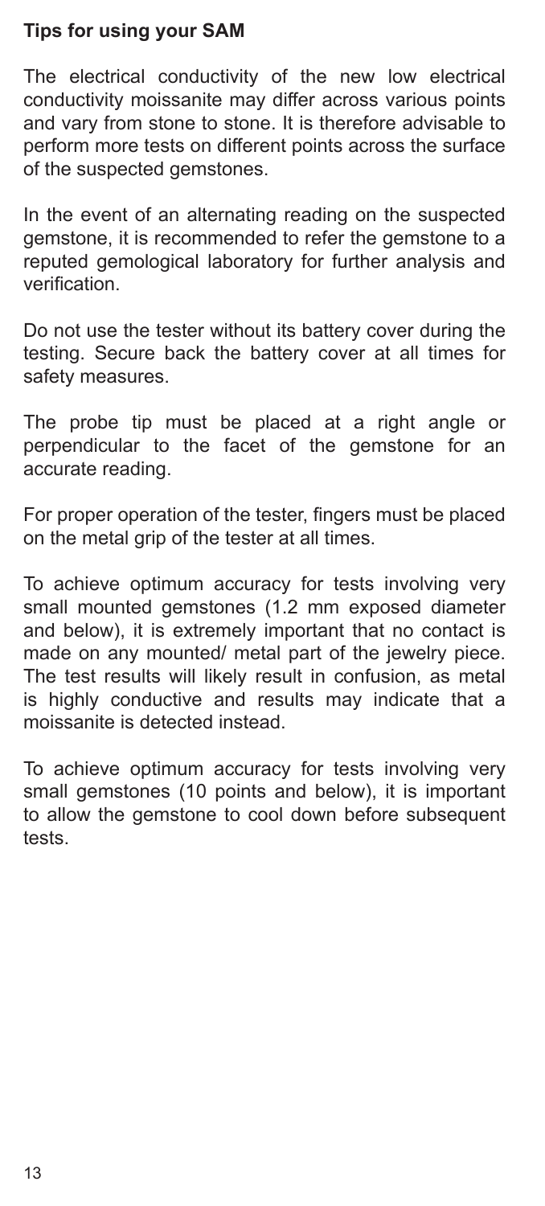**Tips for using your SAM**

The electrical conductivity of the new low electrical conductivity moissanite may differ across various points and vary from stone to stone. It is therefore advisable to perform more tests on different points across the surface of the suspected gemstones.

In the event of an alternating reading on the suspected gemstone, it is recommended to refer the gemstone to a reputed gemological laboratory for further analysis and verification.

Do not use the tester without its battery cover during the testing. Secure back the battery cover at all times for safety measures.

The probe tip must be placed at a right angle or perpendicular to the facet of the gemstone for an accurate reading.

For proper operation of the tester, fingers must be placed on the metal grip of the tester at all times.

To achieve optimum accuracy for tests involving very small mounted gemstones (1.2 mm exposed diameter and below), it is extremely important that no contact is made on any mounted/ metal part of the jewelry piece. The test results will likely result in confusion, as metal is highly conductive and results may indicate that a moissanite is detected instead.

To achieve optimum accuracy for tests involving very small gemstones (10 points and below), it is important to allow the gemstone to cool down before subsequent tests.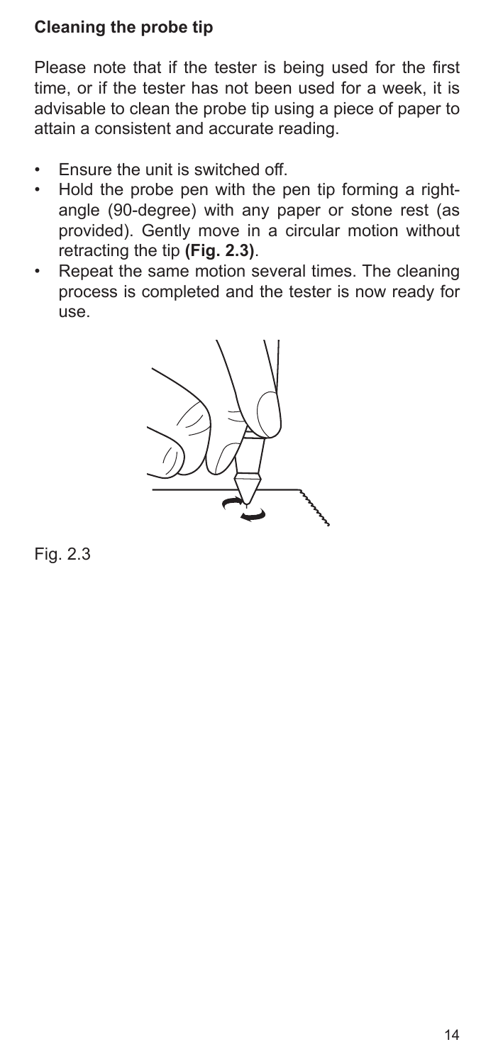**Cleaning the probe tip**

Please note that if the tester is being used for the first time, or if the tester has not been used for a week, it is advisable to clean the probe tip using a piece of paper to attain a consistent and accurate reading.

- Ensure the unit is switched off.
- Hold the probe pen with the pen tip forming a right-angle (90-degree) with any paper or stone rest (as provided). Gently move in a circular motion without retracting the tip **(Fig. 2.3)**.
- Repeat the same motion several times. The cleaning process is completed and the tester is now ready for use.

Fig. 2.3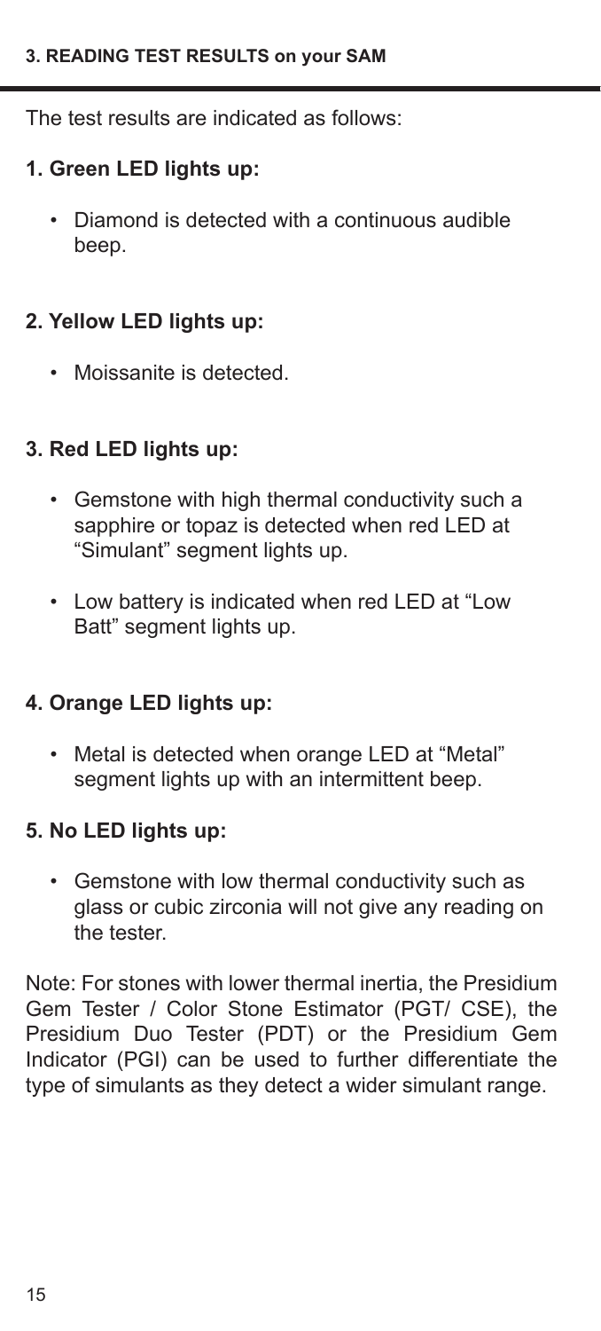### 3. READING TEST RESULTS on your SAM

The test results are indicated as follows:

**1. Green LED lights up:**

- Diamond is detected with a continuous audible beep.

**2. Yellow LED lights up:**

- Moissanite is detected.

**3. Red LED lights up:**

- Gemstone with high thermal conductivity such a sapphire or topaz is detected when red LED at "Simulant" segment lights up.
- Low battery is indicated when red LED at "Low Batt" segment lights up.

**4. Orange LED lights up:**

- Metal is detected when orange LED at "Metal" segment lights up with an intermittent beep.

**5. No LED lights up:**

- Gemstone with low thermal conductivity such as glass or cubic zirconia will not give any reading on the tester.

Note: For stones with lower thermal inertia, the Presidium Gem Tester / Color Stone Estimator (PGT/ CSE), the Presidium Duo Tester (PDT) or the Presidium Gem Indicator (PGI) can be used to further differentiate the type of simulants as they detect a wider simulant range.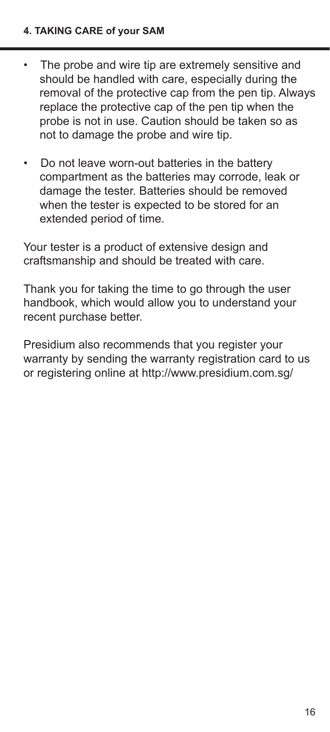## 4. TAKING CARE of your SAM

- The probe and wire tip are extremely sensitive and should be handled with care, especially during the removal of the protective cap from the pen tip. Always replace the protective cap of the pen tip when the probe is not in use. Caution should be taken so as not to damage the probe and wire tip.
- Do not leave worn-out batteries in the battery compartment as the batteries may corrode, leak or damage the tester. Batteries should be removed when the tester is expected to be stored for an extended period of time.

Your tester is a product of extensive design and craftsmanship and should be treated with care.

Thank you for taking the time to go through the user handbook, which would allow you to understand your recent purchase better.

Presidium also recommends that you register your warranty by sending the warranty registration card to us or registering online at http://www.presidium.com.sg/